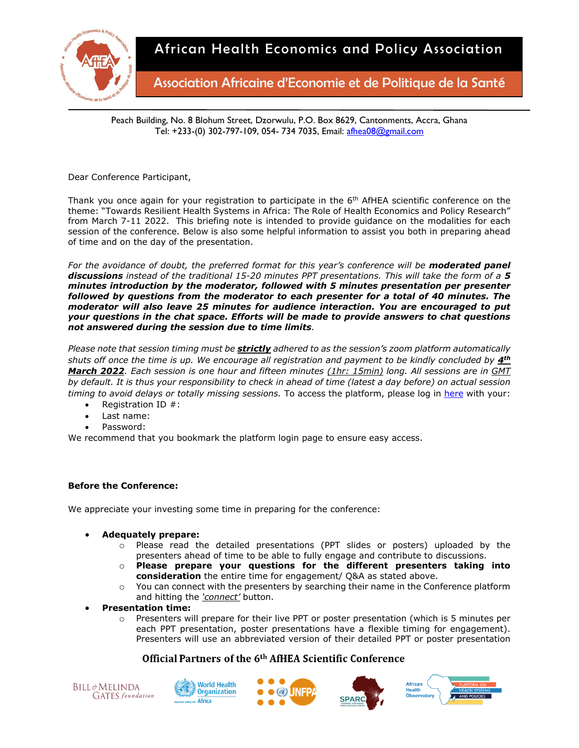# African Health Economics and Policy Association

## Association Africaine d'Economie et de Politique de la Santé

Peach Building, No. 8 Blohum Street, Dzorwulu, P.O. Box 8629, Cantonments, Accra, Ghana
Tel: +233-(0) 302-797-109, 054- 734 7035, Email: afhea08@gmail.com

Dear Conference Participant,

Thank you once again for your registration to participate in the 6th AfHEA scientific conference on the theme: "Towards Resilient Health Systems in Africa: The Role of Health Economics and Policy Research" from March 7-11 2022. This briefing note is intended to provide guidance on the modalities for each session of the conference. Below is also some helpful information to assist you both in preparing ahead of time and on the day of the presentation.

*For the avoidance of doubt, the preferred format for this year's conference will be **moderated panel discussions** instead of the traditional 15-20 minutes PPT presentations. This will take the form of a **5 minutes introduction by the moderator, followed with 5 minutes presentation per presenter followed by questions from the moderator to each presenter for a total of 40 minutes. The moderator will also leave 25 minutes for audience interaction. You are encouraged to put your questions in the chat space. Efforts will be made to provide answers to chat questions not answered during the session due to time limits**.*

*Please note that session timing must be **strictly** adhered to as the session's zoom platform automatically shuts off once the time is up. We encourage all registration and payment to be kindly concluded by **4th March 2022**. Each session is one hour and fifteen minutes (1hr: 15min) long. All sessions are in GMT by default. It is thus your responsibility to check in ahead of time (latest a day before) on actual session timing to avoid delays or totally missing sessions.* To access the platform, please log in here with your:

- Registration ID #:
- Last name:
- Password:

We recommend that you bookmark the platform login page to ensure easy access.

**Before the Conference:**

We appreciate your investing some time in preparing for the conference:

- **Adequately prepare:**
  - Please read the detailed presentations (PPT slides or posters) uploaded by the presenters ahead of time to be able to fully engage and contribute to discussions.
  - **Please prepare your questions for the different presenters taking into consideration** the entire time for engagement/ Q&A as stated above.
  - You can connect with the presenters by searching their name in the Conference platform and hitting the *'connect'* button.
- **Presentation time:**
  - Presenters will prepare for their live PPT or poster presentation (which is 5 minutes per each PPT presentation, poster presentations have a flexible timing for engagement). Presenters will use an abbreviated version of their detailed PPT or poster presentation

**Official Partners of the 6th AfHEA Scientific Conference**

Bill & Melinda Gates foundation · World Health Organization Africa · UNFPA · SPARC · African Health Observatory Platform on Health Systems and Policies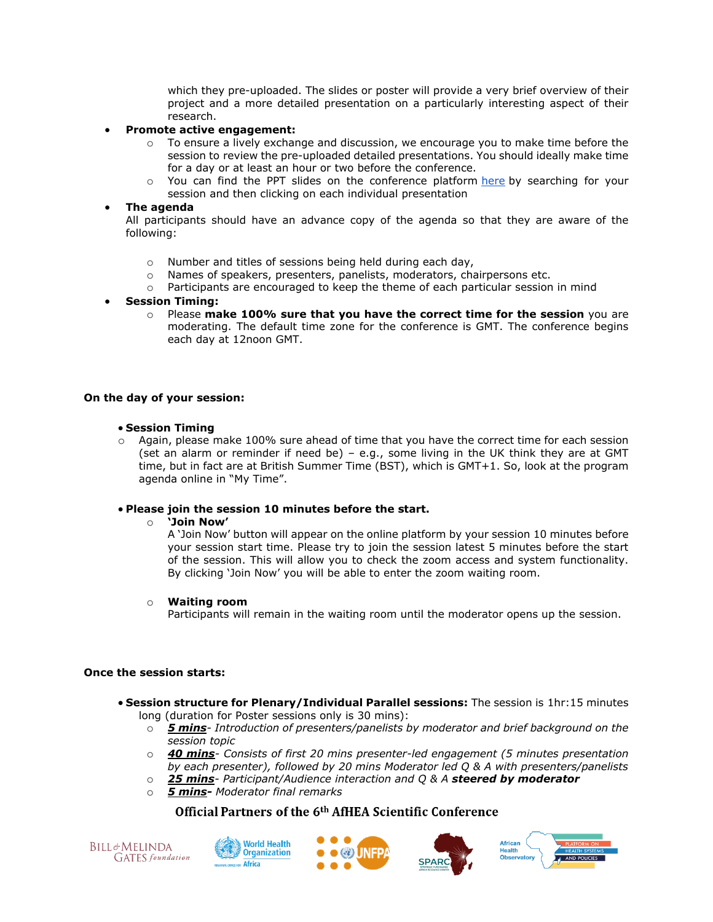which they pre-uploaded. The slides or poster will provide a very brief overview of their project and a more detailed presentation on a particularly interesting aspect of their research.

- **Promote active engagement:**
  - To ensure a lively exchange and discussion, we encourage you to make time before the session to review the pre-uploaded detailed presentations. You should ideally make time for a day or at least an hour or two before the conference.
  - You can find the PPT slides on the conference platform here by searching for your session and then clicking on each individual presentation
- **The agenda**
  All participants should have an advance copy of the agenda so that they are aware of the following:
  - Number and titles of sessions being held during each day,
  - Names of speakers, presenters, panelists, moderators, chairpersons etc.
  - Participants are encouraged to keep the theme of each particular session in mind
- **Session Timing:**
  - Please **make 100% sure that you have the correct time for the session** you are moderating. The default time zone for the conference is GMT. The conference begins each day at 12noon GMT.

**On the day of your session:**

- **Session Timing**
  - Again, please make 100% sure ahead of time that you have the correct time for each session (set an alarm or reminder if need be) – e.g., some living in the UK think they are at GMT time, but in fact are at British Summer Time (BST), which is GMT+1. So, look at the program agenda online in "My Time".
- **Please join the session 10 minutes before the start.**
  - **'Join Now'**
    A 'Join Now' button will appear on the online platform by your session 10 minutes before your session start time. Please try to join the session latest 5 minutes before the start of the session. This will allow you to check the zoom access and system functionality. By clicking 'Join Now' you will be able to enter the zoom waiting room.
  - **Waiting room**
    Participants will remain in the waiting room until the moderator opens up the session.

**Once the session starts:**

- **Session structure for Plenary/Individual Parallel sessions:** The session is 1hr:15 minutes long (duration for Poster sessions only is 30 mins):
  - ***5 mins***- *Introduction of presenters/panelists by moderator and brief background on the session topic*
  - ***40 mins***- *Consists of first 20 mins presenter-led engagement (5 minutes presentation by each presenter), followed by 20 mins Moderator led Q & A with presenters/panelists*
  - ***25 mins***- *Participant/Audience interaction and Q & A **steered by moderator***
  - ***5 mins-*** *Moderator final remarks*

**Official Partners of the 6th AfHEA Scientific Conference**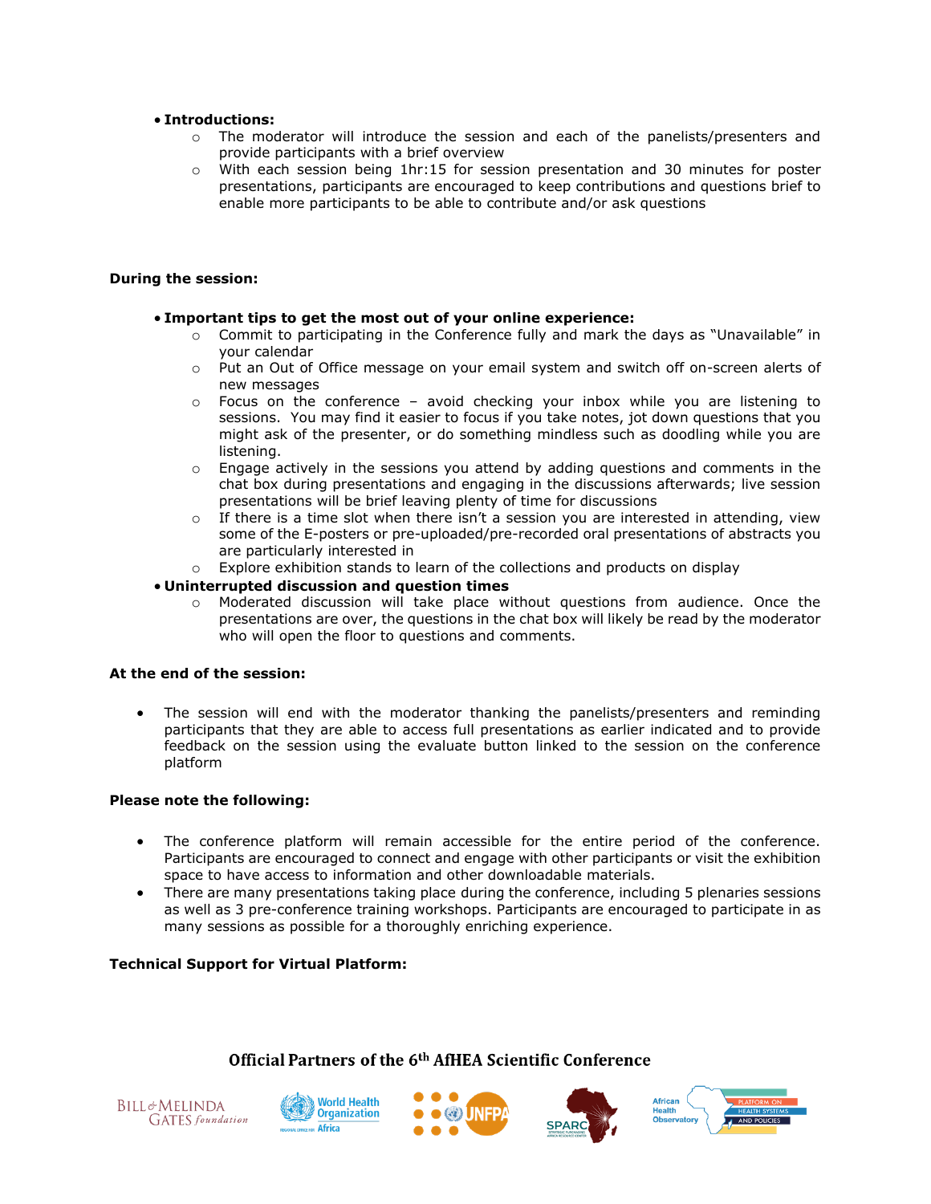- **Introductions:**
  - The moderator will introduce the session and each of the panelists/presenters and provide participants with a brief overview
  - With each session being 1hr:15 for session presentation and 30 minutes for poster presentations, participants are encouraged to keep contributions and questions brief to enable more participants to be able to contribute and/or ask questions

**During the session:**

- **Important tips to get the most out of your online experience:**
  - Commit to participating in the Conference fully and mark the days as "Unavailable" in your calendar
  - Put an Out of Office message on your email system and switch off on-screen alerts of new messages
  - Focus on the conference – avoid checking your inbox while you are listening to sessions. You may find it easier to focus if you take notes, jot down questions that you might ask of the presenter, or do something mindless such as doodling while you are listening.
  - Engage actively in the sessions you attend by adding questions and comments in the chat box during presentations and engaging in the discussions afterwards; live session presentations will be brief leaving plenty of time for discussions
  - If there is a time slot when there isn't a session you are interested in attending, view some of the E-posters or pre-uploaded/pre-recorded oral presentations of abstracts you are particularly interested in
  - Explore exhibition stands to learn of the collections and products on display
- **Uninterrupted discussion and question times**
  - Moderated discussion will take place without questions from audience. Once the presentations are over, the questions in the chat box will likely be read by the moderator who will open the floor to questions and comments.

**At the end of the session:**

- The session will end with the moderator thanking the panelists/presenters and reminding participants that they are able to access full presentations as earlier indicated and to provide feedback on the session using the evaluate button linked to the session on the conference platform

**Please note the following:**

- The conference platform will remain accessible for the entire period of the conference. Participants are encouraged to connect and engage with other participants or visit the exhibition space to have access to information and other downloadable materials.
- There are many presentations taking place during the conference, including 5 plenaries sessions as well as 3 pre-conference training workshops. Participants are encouraged to participate in as many sessions as possible for a thoroughly enriching experience.

**Technical Support for Virtual Platform:**

**Official Partners of the 6th AfHEA Scientific Conference**

Bill & Melinda Gates foundation | World Health Organization Regional Office for Africa | UNFPA | SPARC | African Health Observatory Platform on Health Systems and Policies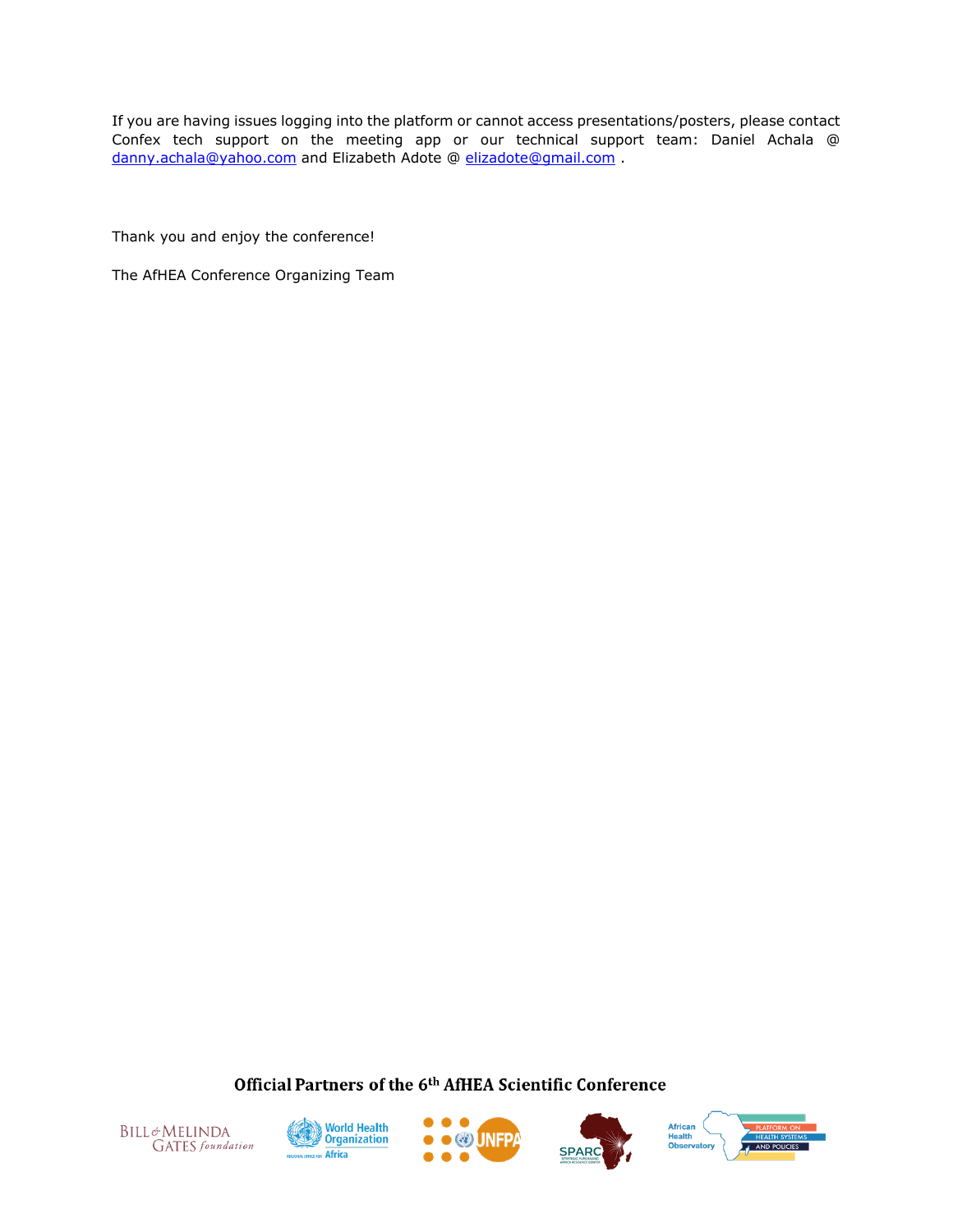If you are having issues logging into the platform or cannot access presentations/posters, please contact Confex tech support on the meeting app or our technical support team: Daniel Achala @ danny.achala@yahoo.com and Elizabeth Adote @ elizadote@gmail.com .

Thank you and enjoy the conference!

The AfHEA Conference Organizing Team

**Official Partners of the 6th AfHEA Scientific Conference**